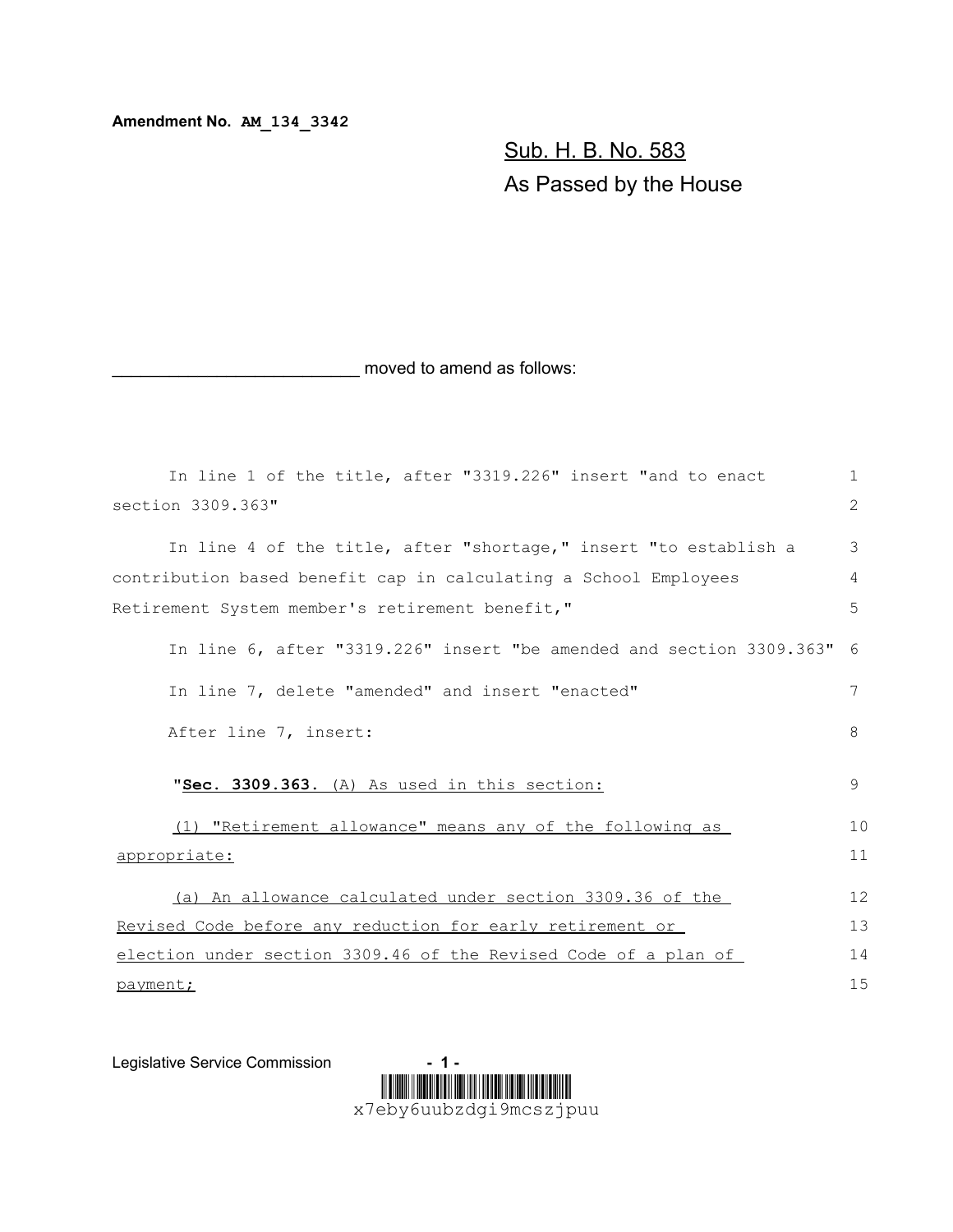**Amendment No. AM_134_3342**

Sub. H. B. No. 583
As Passed by the House

_________________________ moved to amend as follows:

In line 1 of the title, after "3319.226" insert "and to enact section 3309.363"

In line 4 of the title, after "shortage," insert "to establish a contribution based benefit cap in calculating a School Employees Retirement System member's retirement benefit,"

In line 6, after "3319.226" insert "be amended and section 3309.363"

In line 7, delete "amended" and insert "enacted"

After line 7, insert:

"**Sec. 3309.363.** (A) As used in this section:

(1) "Retirement allowance" means any of the following as appropriate:

(a) An allowance calculated under section 3309.36 of the Revised Code before any reduction for early retirement or election under section 3309.46 of the Revised Code of a plan of payment;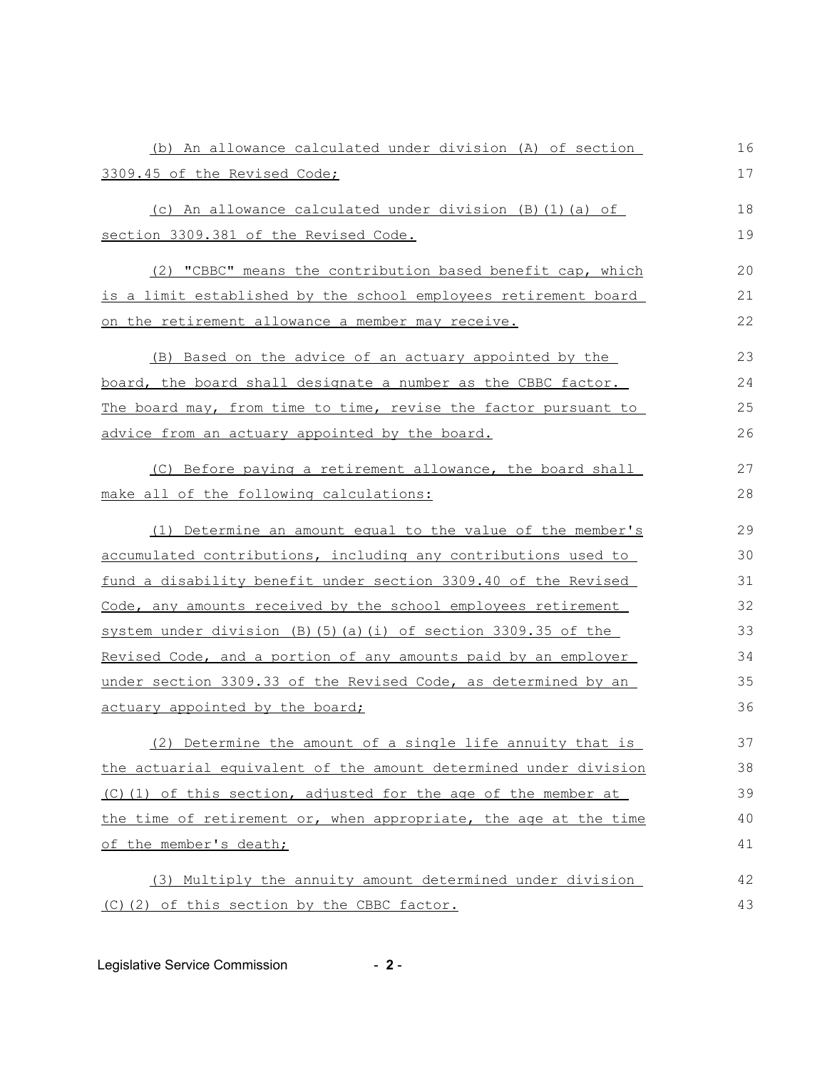(b) An allowance calculated under division (A) of section 3309.45 of the Revised Code;

(c) An allowance calculated under division (B)(1)(a) of section 3309.381 of the Revised Code.

(2) "CBBC" means the contribution based benefit cap, which is a limit established by the school employees retirement board on the retirement allowance a member may receive.

(B) Based on the advice of an actuary appointed by the board, the board shall designate a number as the CBBC factor. The board may, from time to time, revise the factor pursuant to advice from an actuary appointed by the board.

(C) Before paying a retirement allowance, the board shall make all of the following calculations:

(1) Determine an amount equal to the value of the member's accumulated contributions, including any contributions used to fund a disability benefit under section 3309.40 of the Revised Code, any amounts received by the school employees retirement system under division (B)(5)(a)(i) of section 3309.35 of the Revised Code, and a portion of any amounts paid by an employer under section 3309.33 of the Revised Code, as determined by an actuary appointed by the board;

(2) Determine the amount of a single life annuity that is the actuarial equivalent of the amount determined under division (C)(1) of this section, adjusted for the age of the member at the time of retirement or, when appropriate, the age at the time of the member's death;

(3) Multiply the annuity amount determined under division (C)(2) of this section by the CBBC factor.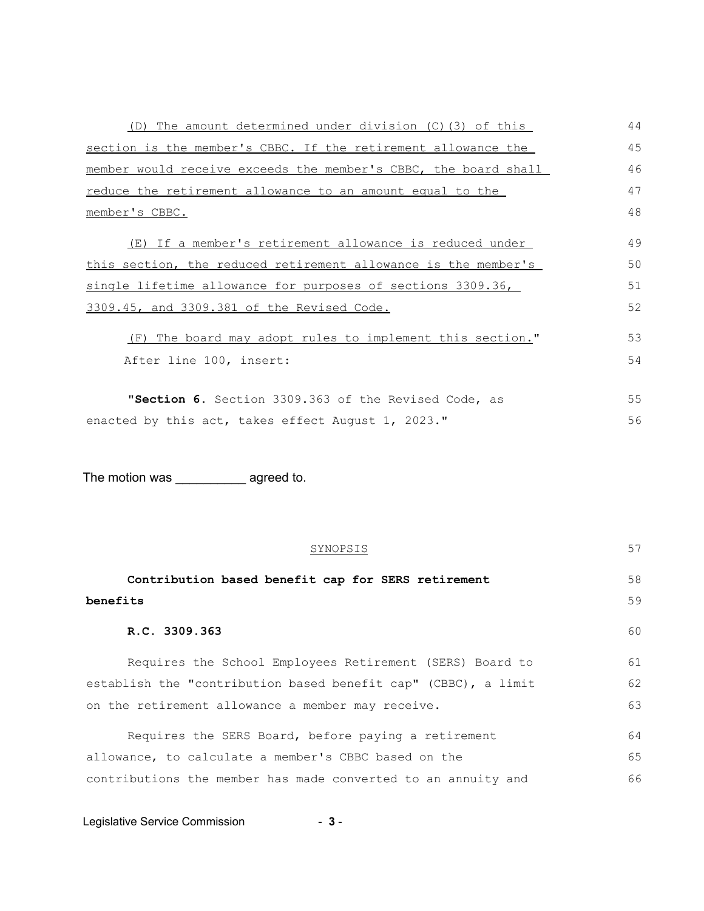(D) The amount determined under division (C)(3) of this section is the member's CBBC. If the retirement allowance the member would receive exceeds the member's CBBC, the board shall reduce the retirement allowance to an amount equal to the member's CBBC.

(E) If a member's retirement allowance is reduced under this section, the reduced retirement allowance is the member's single lifetime allowance for purposes of sections 3309.36, 3309.45, and 3309.381 of the Revised Code.

(F) The board may adopt rules to implement this section."

After line 100, insert:

"**Section 6.** Section 3309.363 of the Revised Code, as enacted by this act, takes effect August 1, 2023."

The motion was __________ agreed to.

SYNOPSIS

**Contribution based benefit cap for SERS retirement benefits**

**R.C. 3309.363**

Requires the School Employees Retirement (SERS) Board to establish the "contribution based benefit cap" (CBBC), a limit on the retirement allowance a member may receive.

Requires the SERS Board, before paying a retirement allowance, to calculate a member's CBBC based on the contributions the member has made converted to an annuity and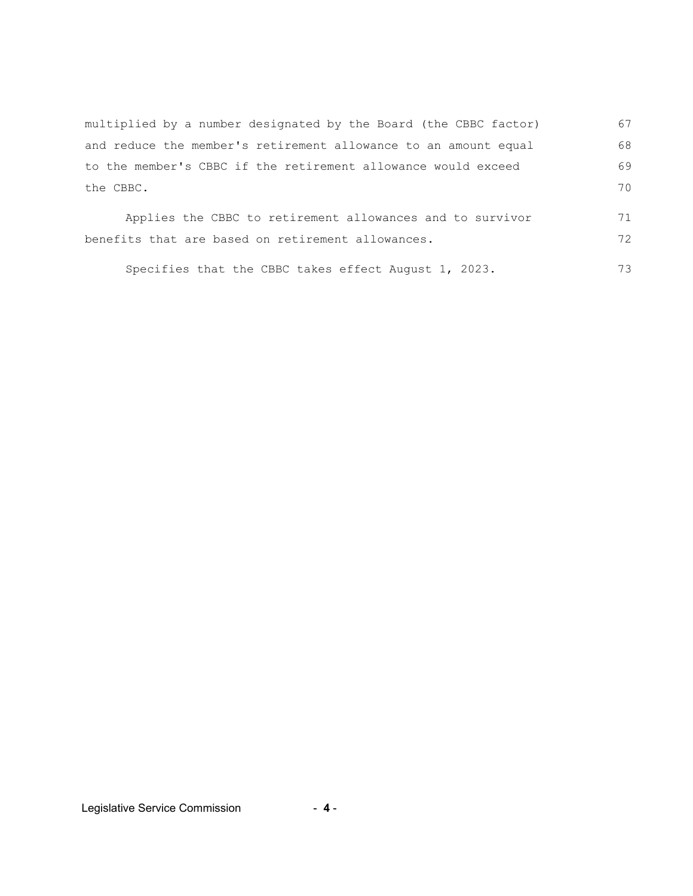multiplied by a number designated by the Board (the CBBC factor) and reduce the member's retirement allowance to an amount equal to the member's CBBC if the retirement allowance would exceed the CBBC.

Applies the CBBC to retirement allowances and to survivor benefits that are based on retirement allowances.

Specifies that the CBBC takes effect August 1, 2023.